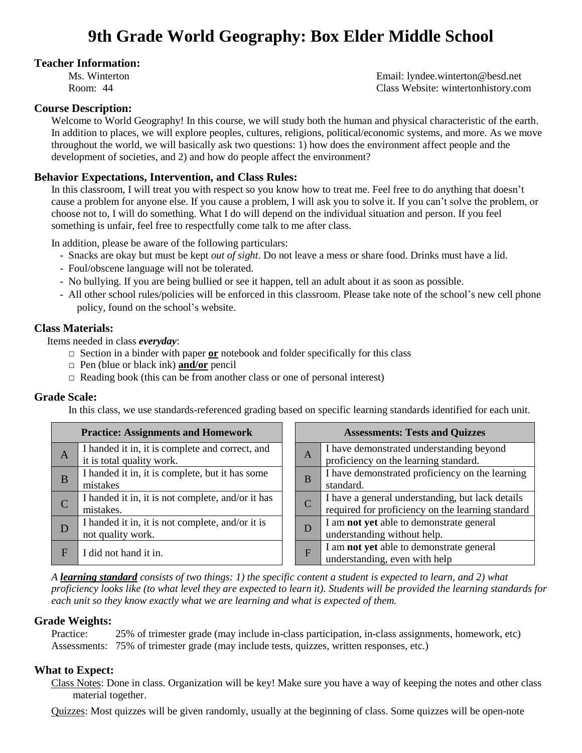# 9th Grade World Geography: Box Elder Middle School

**Teacher Information:**

Ms. Winterton
Room: 44

Email: lyndee.winterton@besd.net
Class Website: wintertonhistory.com

**Course Description:**

Welcome to World Geography! In this course, we will study both the human and physical characteristic of the earth. In addition to places, we will explore peoples, cultures, religions, political/economic systems, and more. As we move throughout the world, we will basically ask two questions: 1) how does the environment affect people and the development of societies, and 2) and how do people affect the environment?

**Behavior Expectations, Intervention, and Class Rules:**

In this classroom, I will treat you with respect so you know how to treat me. Feel free to do anything that doesn't cause a problem for anyone else. If you cause a problem, I will ask you to solve it. If you can't solve the problem, or choose not to, I will do something. What I do will depend on the individual situation and person. If you feel something is unfair, feel free to respectfully come talk to me after class.

In addition, please be aware of the following particulars:

- Snacks are okay but must be kept *out of sight*. Do not leave a mess or share food. Drinks must have a lid.
- Foul/obscene language will not be tolerated.
- No bullying. If you are being bullied or see it happen, tell an adult about it as soon as possible.
- All other school rules/policies will be enforced in this classroom. Please take note of the school's new cell phone policy, found on the school's website.

**Class Materials:**

Items needed in class ***everyday***:

- □ Section in a binder with paper **or** notebook and folder specifically for this class
- □ Pen (blue or black ink) **and/or** pencil
- □ Reading book (this can be from another class or one of personal interest)

**Grade Scale:**

In this class, we use standards-referenced grading based on specific learning standards identified for each unit.

| Practice: Assignments and Homework | |
|---|---|
| A | I handed it in, it is complete and correct, and it is total quality work. |
| B | I handed it in, it is complete, but it has some mistakes |
| C | I handed it in, it is not complete, and/or it has mistakes. |
| D | I handed it in, it is not complete, and/or it is not quality work. |
| F | I did not hand it in. |

| Assessments: Tests and Quizzes | |
|---|---|
| A | I have demonstrated understanding beyond proficiency on the learning standard. |
| B | I have demonstrated proficiency on the learning standard. |
| C | I have a general understanding, but lack details required for proficiency on the learning standard |
| D | I am **not yet** able to demonstrate general understanding without help. |
| F | I am **not yet** able to demonstrate general understanding, even with help |

*A **learning standard** consists of two things: 1) the specific content a student is expected to learn, and 2) what proficiency looks like (to what level they are expected to learn it). Students will be provided the learning standards for each unit so they know exactly what we are learning and what is expected of them.*

**Grade Weights:**

Practice: 25% of trimester grade (may include in-class participation, in-class assignments, homework, etc)
Assessments: 75% of trimester grade (may include tests, quizzes, written responses, etc.)

**What to Expect:**

Class Notes: Done in class. Organization will be key! Make sure you have a way of keeping the notes and other class material together.

Quizzes: Most quizzes will be given randomly, usually at the beginning of class. Some quizzes will be open-note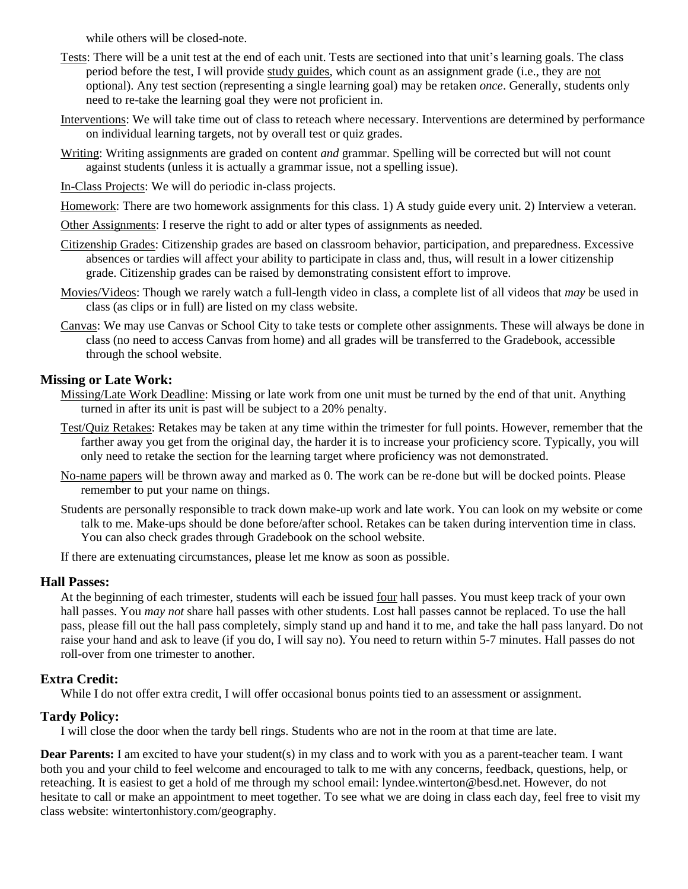while others will be closed-note.

Tests: There will be a unit test at the end of each unit. Tests are sectioned into that unit's learning goals. The class period before the test, I will provide study guides, which count as an assignment grade (i.e., they are not optional). Any test section (representing a single learning goal) may be retaken *once*. Generally, students only need to re-take the learning goal they were not proficient in.

Interventions: We will take time out of class to reteach where necessary. Interventions are determined by performance on individual learning targets, not by overall test or quiz grades.

Writing: Writing assignments are graded on content *and* grammar. Spelling will be corrected but will not count against students (unless it is actually a grammar issue, not a spelling issue).

In-Class Projects: We will do periodic in-class projects.

Homework: There are two homework assignments for this class. 1) A study guide every unit. 2) Interview a veteran.

Other Assignments: I reserve the right to add or alter types of assignments as needed.

Citizenship Grades: Citizenship grades are based on classroom behavior, participation, and preparedness. Excessive absences or tardies will affect your ability to participate in class and, thus, will result in a lower citizenship grade. Citizenship grades can be raised by demonstrating consistent effort to improve.

Movies/Videos: Though we rarely watch a full-length video in class, a complete list of all videos that *may* be used in class (as clips or in full) are listed on my class website.

Canvas: We may use Canvas or School City to take tests or complete other assignments. These will always be done in class (no need to access Canvas from home) and all grades will be transferred to the Gradebook, accessible through the school website.

### Missing or Late Work:

Missing/Late Work Deadline: Missing or late work from one unit must be turned by the end of that unit. Anything turned in after its unit is past will be subject to a 20% penalty.

Test/Quiz Retakes: Retakes may be taken at any time within the trimester for full points. However, remember that the farther away you get from the original day, the harder it is to increase your proficiency score. Typically, you will only need to retake the section for the learning target where proficiency was not demonstrated.

No-name papers will be thrown away and marked as 0. The work can be re-done but will be docked points. Please remember to put your name on things.

Students are personally responsible to track down make-up work and late work. You can look on my website or come talk to me. Make-ups should be done before/after school. Retakes can be taken during intervention time in class. You can also check grades through Gradebook on the school website.

If there are extenuating circumstances, please let me know as soon as possible.

### Hall Passes:

At the beginning of each trimester, students will each be issued four hall passes. You must keep track of your own hall passes. You *may not* share hall passes with other students. Lost hall passes cannot be replaced. To use the hall pass, please fill out the hall pass completely, simply stand up and hand it to me, and take the hall pass lanyard. Do not raise your hand and ask to leave (if you do, I will say no). You need to return within 5-7 minutes. Hall passes do not roll-over from one trimester to another.

### Extra Credit:

While I do not offer extra credit, I will offer occasional bonus points tied to an assessment or assignment.

### Tardy Policy:

I will close the door when the tardy bell rings. Students who are not in the room at that time are late.

**Dear Parents:** I am excited to have your student(s) in my class and to work with you as a parent-teacher team. I want both you and your child to feel welcome and encouraged to talk to me with any concerns, feedback, questions, help, or reteaching. It is easiest to get a hold of me through my school email: lyndee.winterton@besd.net. However, do not hesitate to call or make an appointment to meet together. To see what we are doing in class each day, feel free to visit my class website: wintertonhistory.com/geography.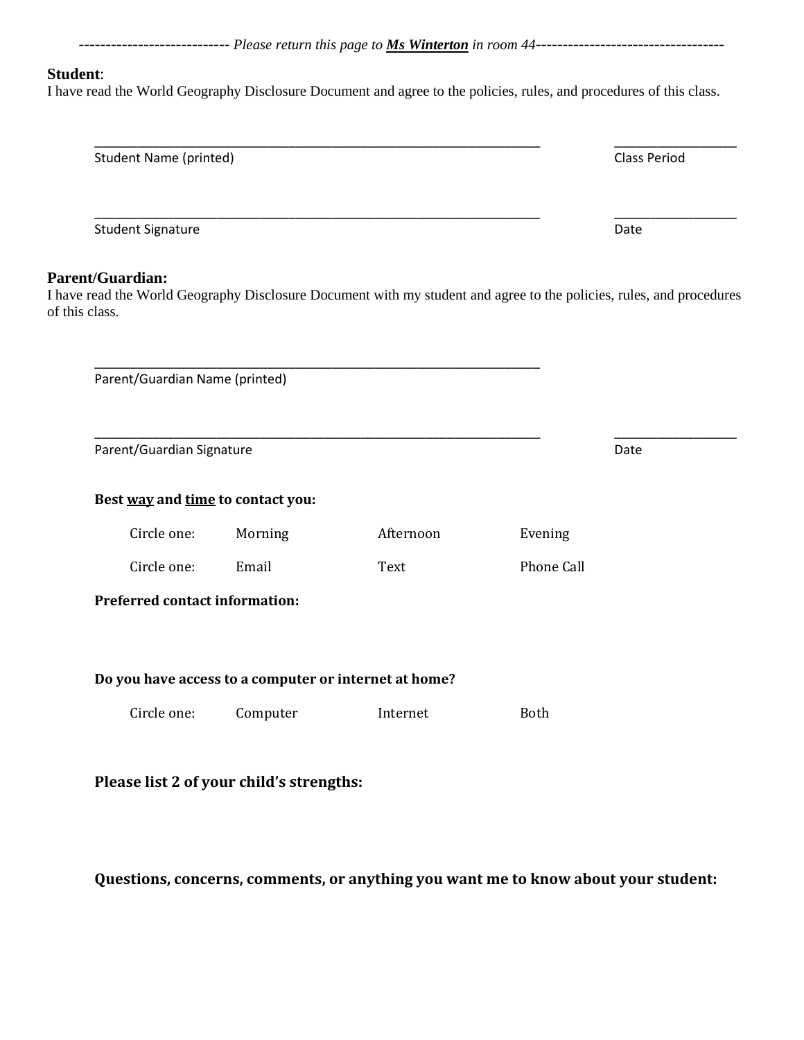---------------------------- *Please return this page to **Ms Winterton** in room 44*-----------------------------------

**Student**:
I have read the World Geography Disclosure Document and agree to the policies, rules, and procedures of this class.

_____________________________________________________________________ __________________
Student Name (printed) Class Period

_____________________________________________________________________ __________________
Student Signature Date

**Parent/Guardian:**
I have read the World Geography Disclosure Document with my student and agree to the policies, rules, and procedures of this class.

_____________________________________________________________________
Parent/Guardian Name (printed)

_____________________________________________________________________ __________________
Parent/Guardian Signature Date

**Best way and time to contact you:**

Circle one: Morning Afternoon Evening

Circle one: Email Text Phone Call

**Preferred contact information:**

**Do you have access to a computer or internet at home?**

Circle one: Computer Internet Both

**Please list 2 of your child's strengths:**

**Questions, concerns, comments, or anything you want me to know about your student:**